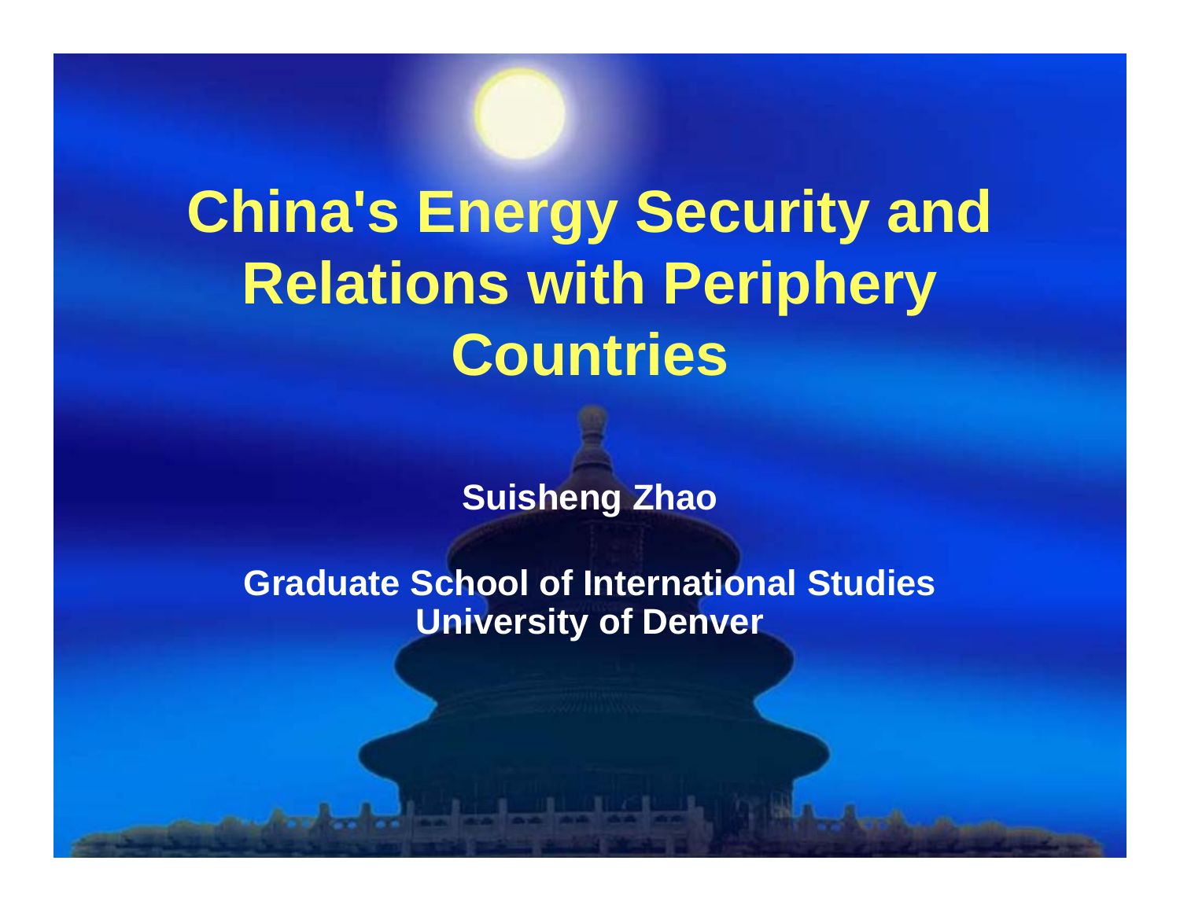# China's Energy Security and Relations with Periphery Countries

**Suisheng Zhao**

**Graduate School of International Studies**
**University of Denver**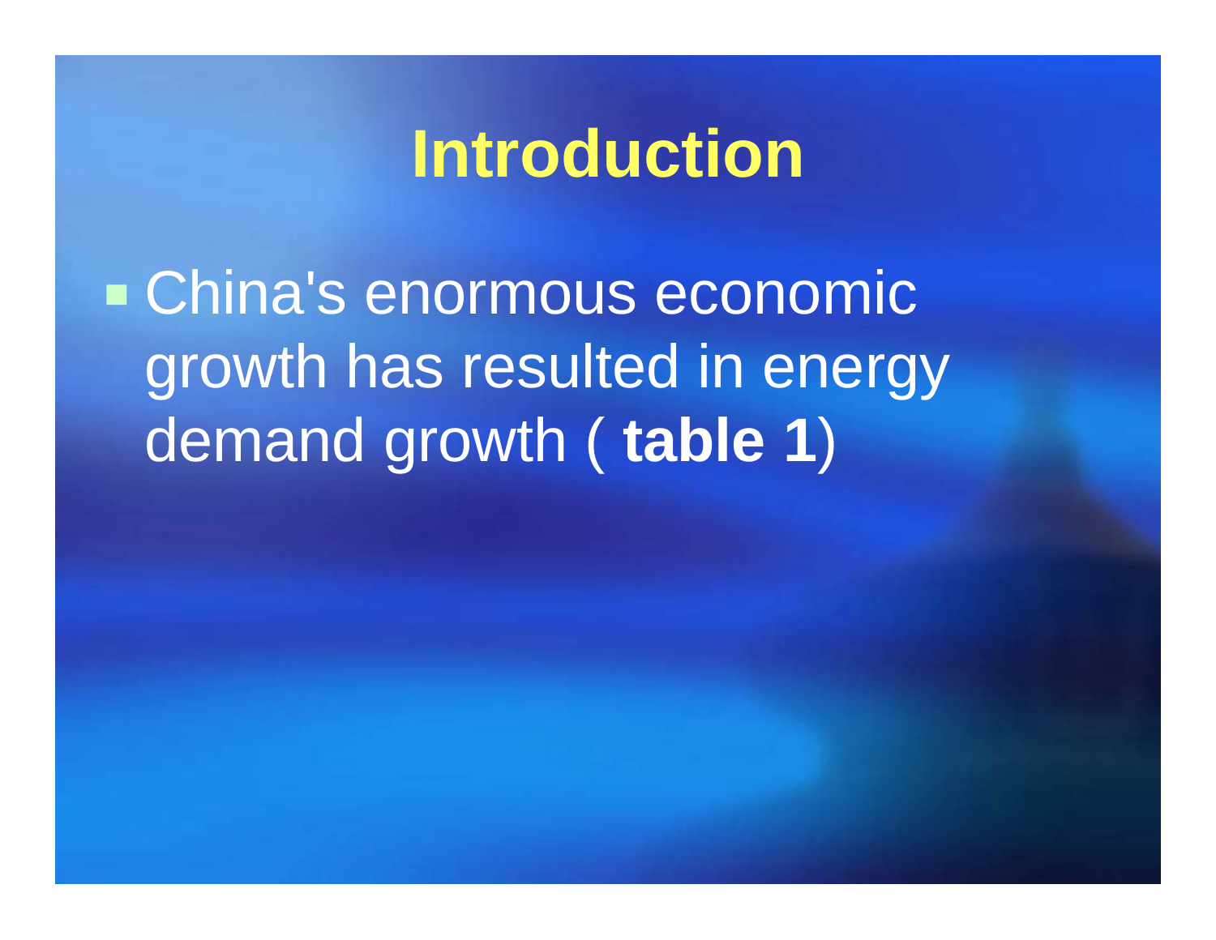# Introduction

- China's enormous economic growth has resulted in energy demand growth ( **table 1**)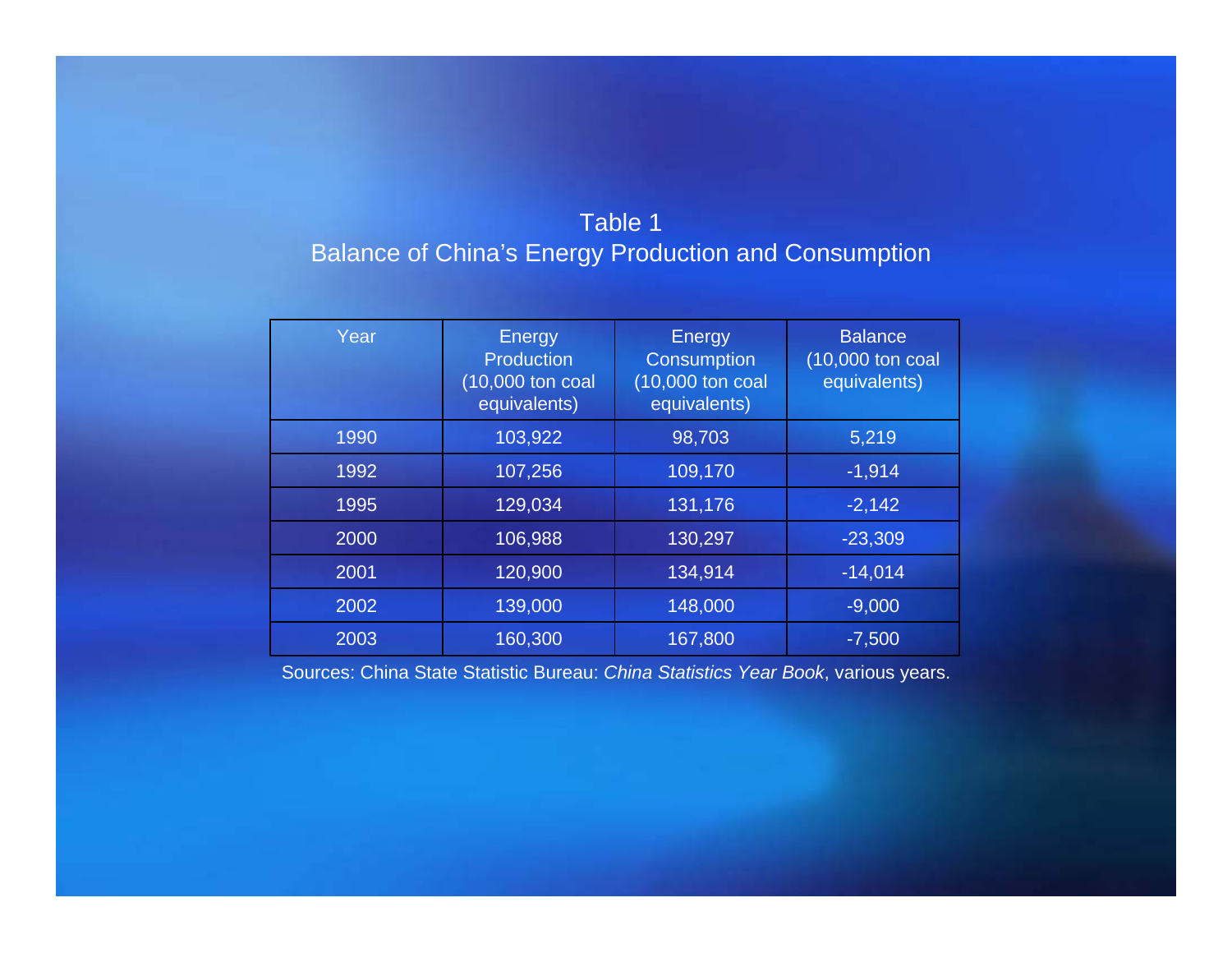Table 1

Balance of China’s Energy Production and Consumption

| Year | Energy Production (10,000 ton coal equivalents) | Energy Consumption (10,000 ton coal equivalents) | Balance (10,000 ton coal equivalents) |
|---|---|---|---|
| 1990 | 103,922 | 98,703 | 5,219 |
| 1992 | 107,256 | 109,170 | -1,914 |
| 1995 | 129,034 | 131,176 | -2,142 |
| 2000 | 106,988 | 130,297 | -23,309 |
| 2001 | 120,900 | 134,914 | -14,014 |
| 2002 | 139,000 | 148,000 | -9,000 |
| 2003 | 160,300 | 167,800 | -7,500 |

Sources: China State Statistic Bureau: *China Statistics Year Book*, various years.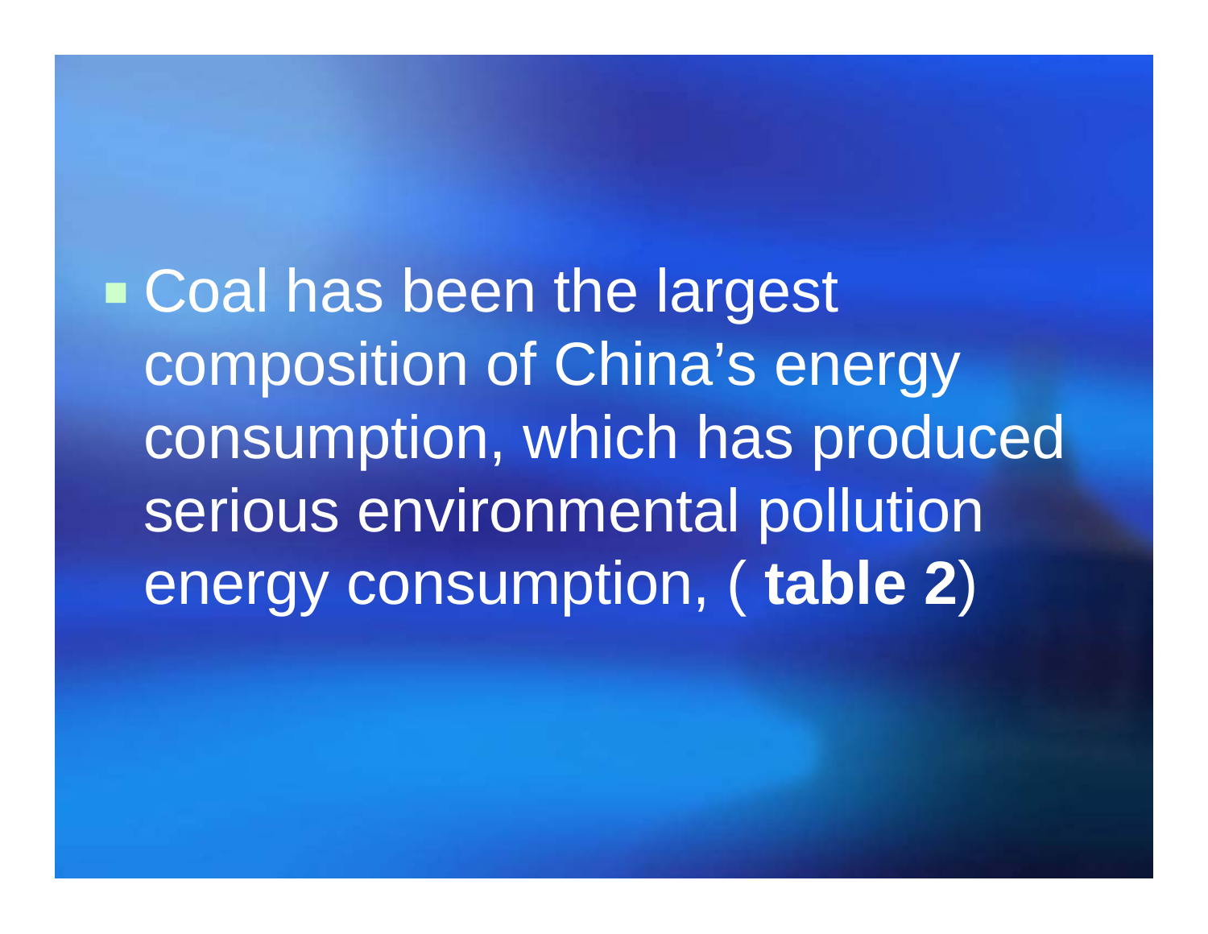- Coal has been the largest composition of China's energy consumption, which has produced serious environmental pollution energy consumption, ( **table 2**)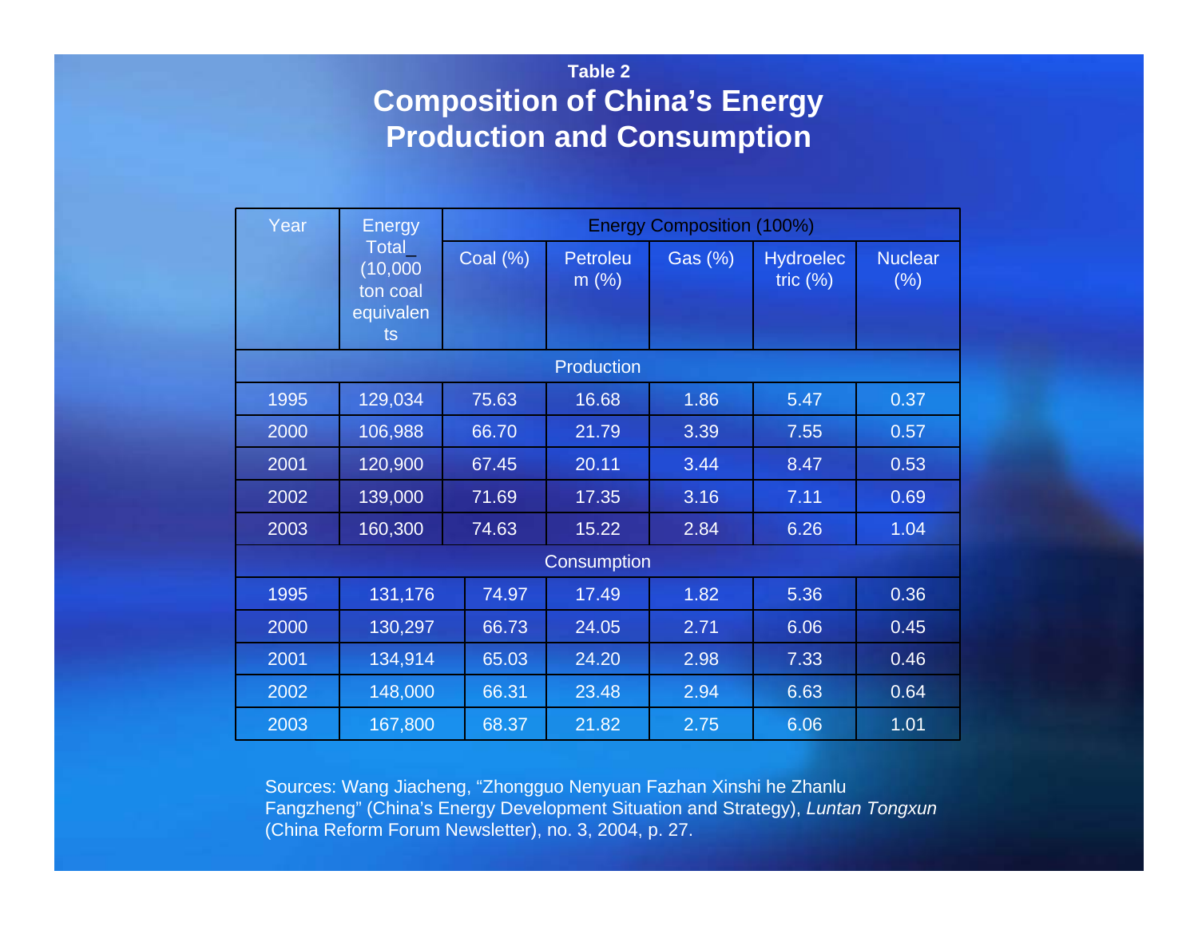**Table 2**

# Composition of China's Energy Production and Consumption

| Year | Energy Total_ (10,000 ton coal equivalents | Energy Composition (100%) | | | | |
|---|---|---|---|---|---|---|
| | | Coal (%) | Petroleum (%) | Gas (%) | Hydroelectric (%) | Nuclear (%) |
| Production | | | | | | |
| 1995 | 129,034 | 75.63 | 16.68 | 1.86 | 5.47 | 0.37 |
| 2000 | 106,988 | 66.70 | 21.79 | 3.39 | 7.55 | 0.57 |
| 2001 | 120,900 | 67.45 | 20.11 | 3.44 | 8.47 | 0.53 |
| 2002 | 139,000 | 71.69 | 17.35 | 3.16 | 7.11 | 0.69 |
| 2003 | 160,300 | 74.63 | 15.22 | 2.84 | 6.26 | 1.04 |
| Consumption | | | | | | |
| 1995 | 131,176 | 74.97 | 17.49 | 1.82 | 5.36 | 0.36 |
| 2000 | 130,297 | 66.73 | 24.05 | 2.71 | 6.06 | 0.45 |
| 2001 | 134,914 | 65.03 | 24.20 | 2.98 | 7.33 | 0.46 |
| 2002 | 148,000 | 66.31 | 23.48 | 2.94 | 6.63 | 0.64 |
| 2003 | 167,800 | 68.37 | 21.82 | 2.75 | 6.06 | 1.01 |

Sources: Wang Jiacheng, "Zhongguo Nenyuan Fazhan Xinshi he Zhanlu Fangzheng" (China's Energy Development Situation and Strategy), *Luntan Tongxun* (China Reform Forum Newsletter), no. 3, 2004, p. 27.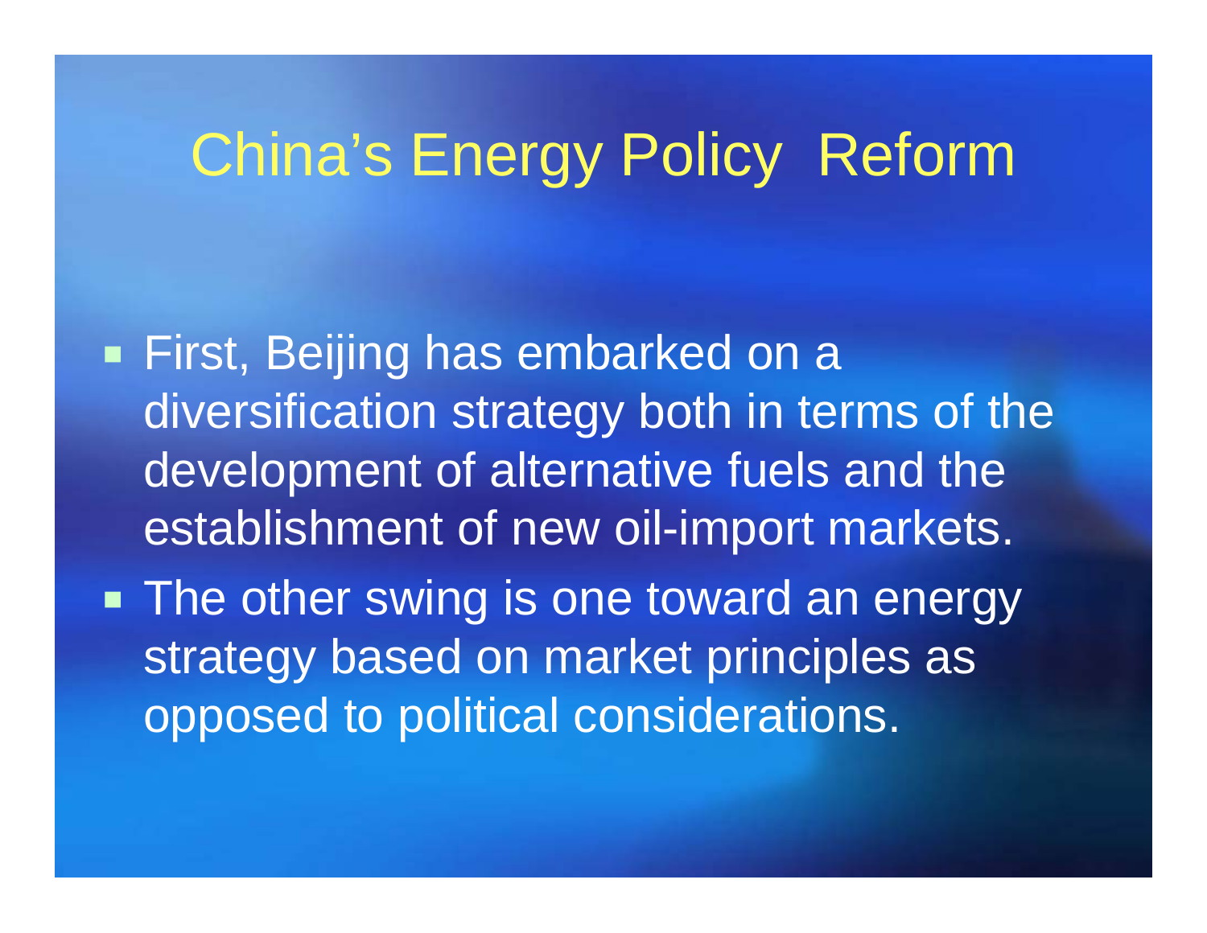# China's Energy Policy Reform

- First, Beijing has embarked on a diversification strategy both in terms of the development of alternative fuels and the establishment of new oil-import markets.
- The other swing is one toward an energy strategy based on market principles as opposed to political considerations.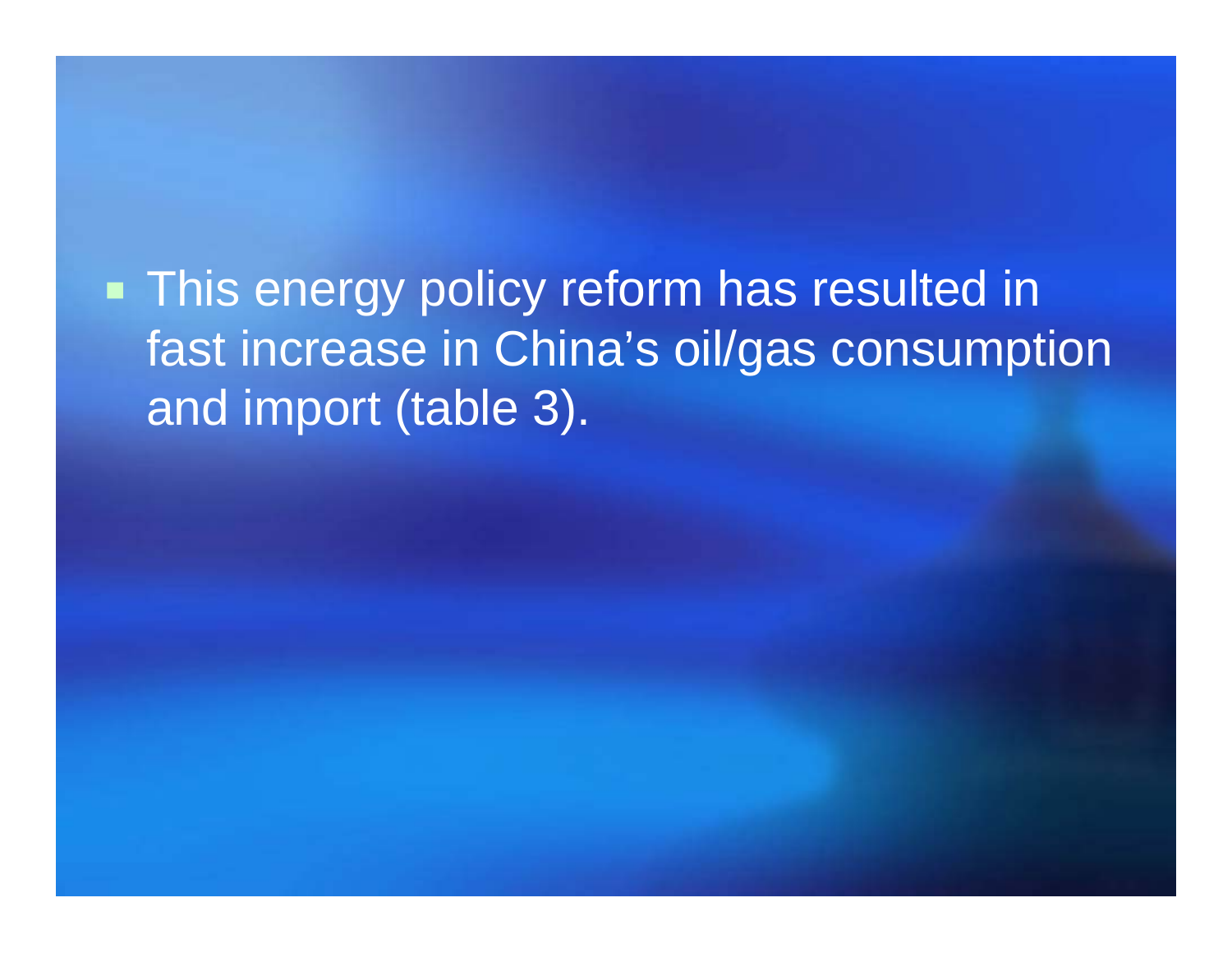- This energy policy reform has resulted in fast increase in China’s oil/gas consumption and import (table 3).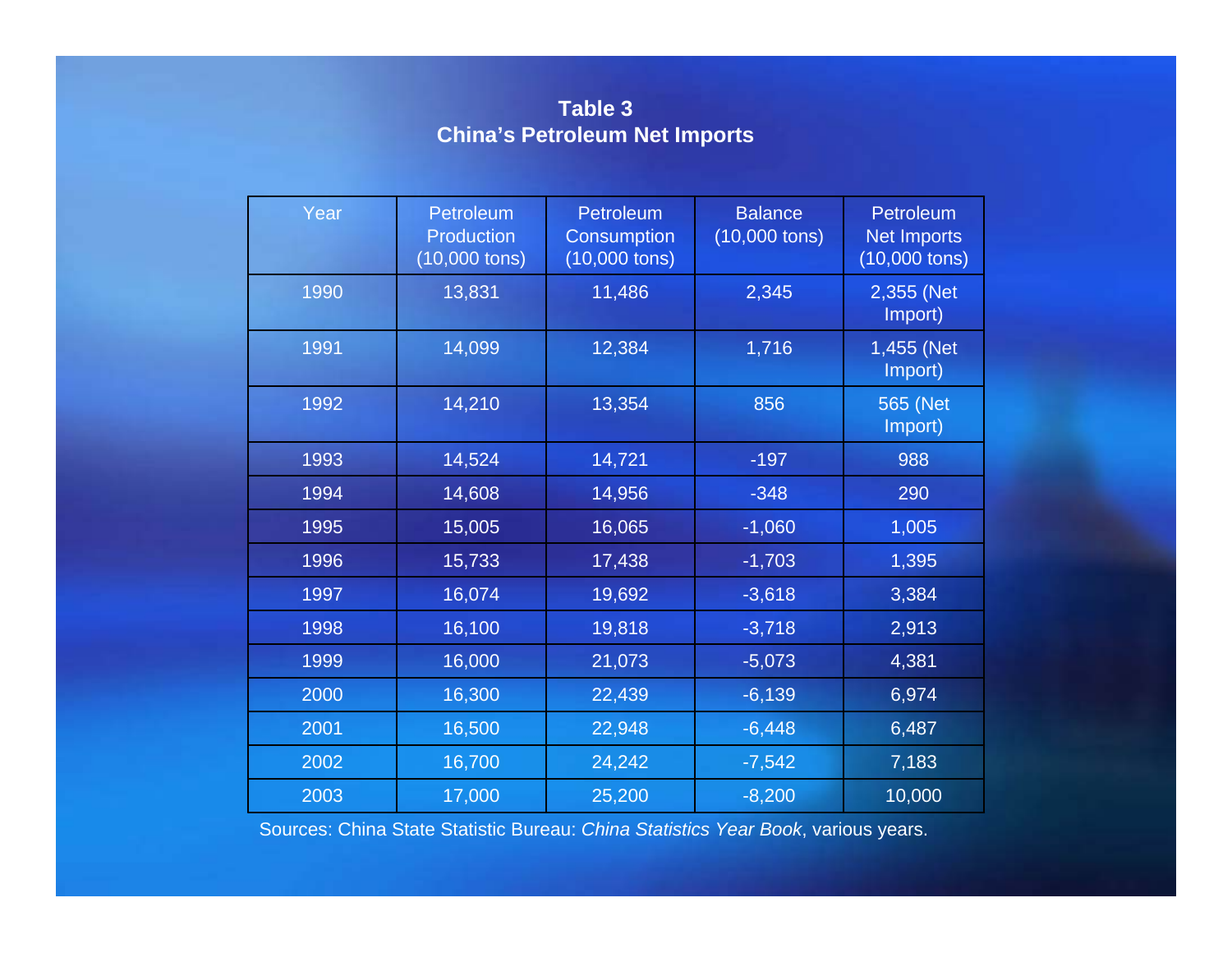**Table 3**
**China's Petroleum Net Imports**

| Year | Petroleum Production (10,000 tons) | Petroleum Consumption (10,000 tons) | Balance (10,000 tons) | Petroleum Net Imports (10,000 tons) |
|---|---|---|---|---|
| 1990 | 13,831 | 11,486 | 2,345 | 2,355 (Net Import) |
| 1991 | 14,099 | 12,384 | 1,716 | 1,455 (Net Import) |
| 1992 | 14,210 | 13,354 | 856 | 565 (Net Import) |
| 1993 | 14,524 | 14,721 | -197 | 988 |
| 1994 | 14,608 | 14,956 | -348 | 290 |
| 1995 | 15,005 | 16,065 | -1,060 | 1,005 |
| 1996 | 15,733 | 17,438 | -1,703 | 1,395 |
| 1997 | 16,074 | 19,692 | -3,618 | 3,384 |
| 1998 | 16,100 | 19,818 | -3,718 | 2,913 |
| 1999 | 16,000 | 21,073 | -5,073 | 4,381 |
| 2000 | 16,300 | 22,439 | -6,139 | 6,974 |
| 2001 | 16,500 | 22,948 | -6,448 | 6,487 |
| 2002 | 16,700 | 24,242 | -7,542 | 7,183 |
| 2003 | 17,000 | 25,200 | -8,200 | 10,000 |

Sources: China State Statistic Bureau: *China Statistics Year Book*, various years.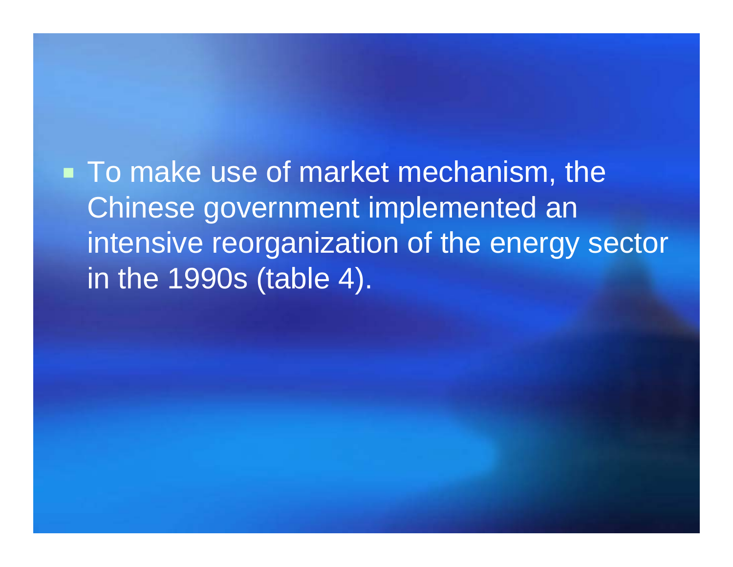- To make use of market mechanism, the Chinese government implemented an intensive reorganization of the energy sector in the 1990s (table 4).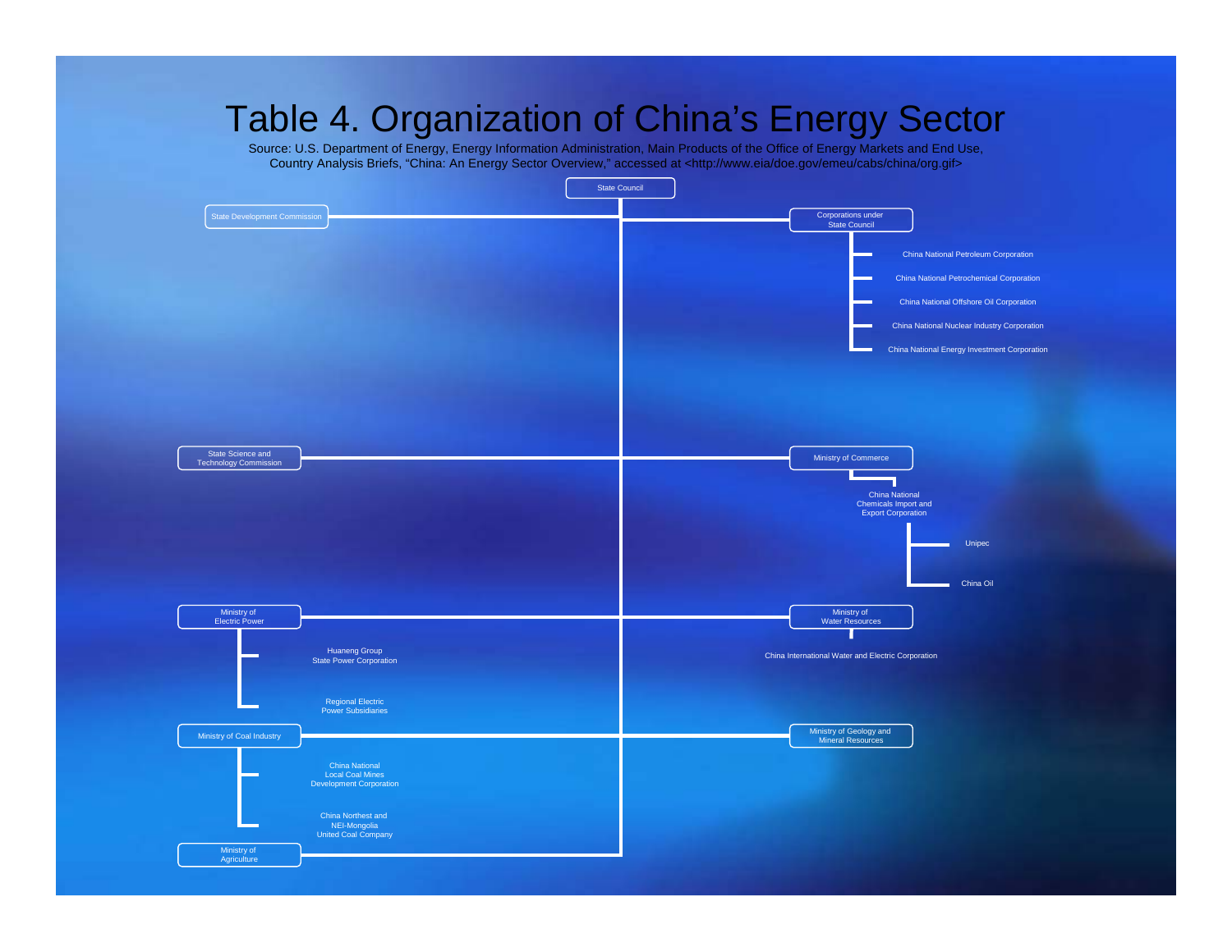# Table 4. Organization of China's Energy Sector

Source: U.S. Department of Energy, Energy Information Administration, Main Products of the Office of Energy Markets and End Use, Country Analysis Briefs, "China: An Energy Sector Overview," accessed at <http://www.eia/doe.gov/emeu/cabs/china/org.gif>

- State Council
  - State Development Commission
  - Corporations under State Council
    - China National Petroleum Corporation
    - China National Petrochemical Corporation
    - China National Offshore Oil Corporation
    - China National Nuclear Industry Corporation
    - China National Energy Investment Corporation
  - State Science and Technology Commission
  - Ministry of Commerce
    - China National Chemicals Import and Export Corporation
      - Unipec
      - China Oil
  - Ministry of Electric Power
    - Huaneng Group State Power Corporation
    - Regional Electric Power Subsidiaries
  - Ministry of Water Resources
    - China International Water and Electric Corporation
  - Ministry of Coal Industry
    - China National Local Coal Mines Development Corporation
    - China Northest and NEI-Mongolia United Coal Company
  - Ministry of Geology and Mineral Resources
  - Ministry of Agriculture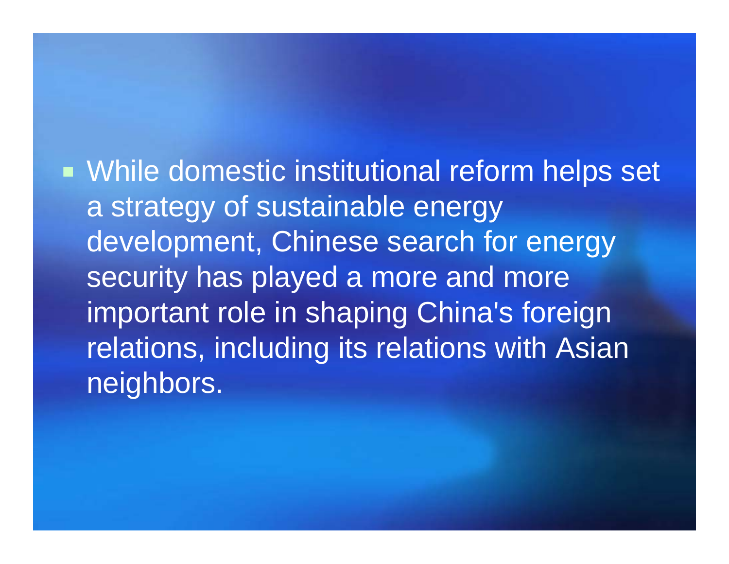- While domestic institutional reform helps set a strategy of sustainable energy development, Chinese search for energy security has played a more and more important role in shaping China's foreign relations, including its relations with Asian neighbors.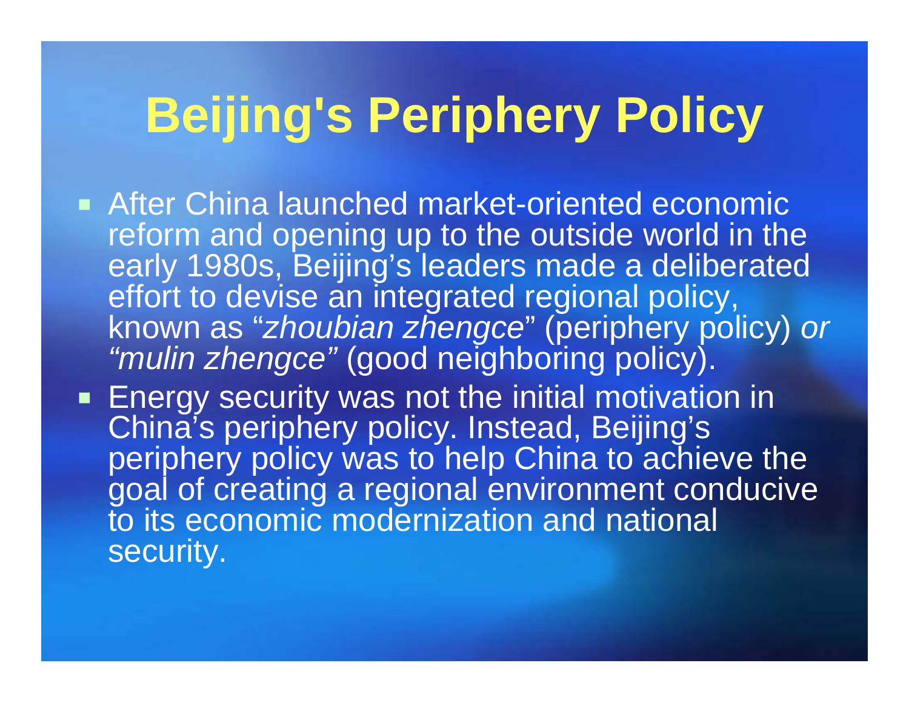# Beijing's Periphery Policy

- After China launched market-oriented economic reform and opening up to the outside world in the early 1980s, Beijing's leaders made a deliberated effort to devise an integrated regional policy, known as "*zhoubian zhengce*" (periphery policy) *or "mulin zhengce"* (good neighboring policy).
- Energy security was not the initial motivation in China's periphery policy. Instead, Beijing's periphery policy was to help China to achieve the goal of creating a regional environment conducive to its economic modernization and national security.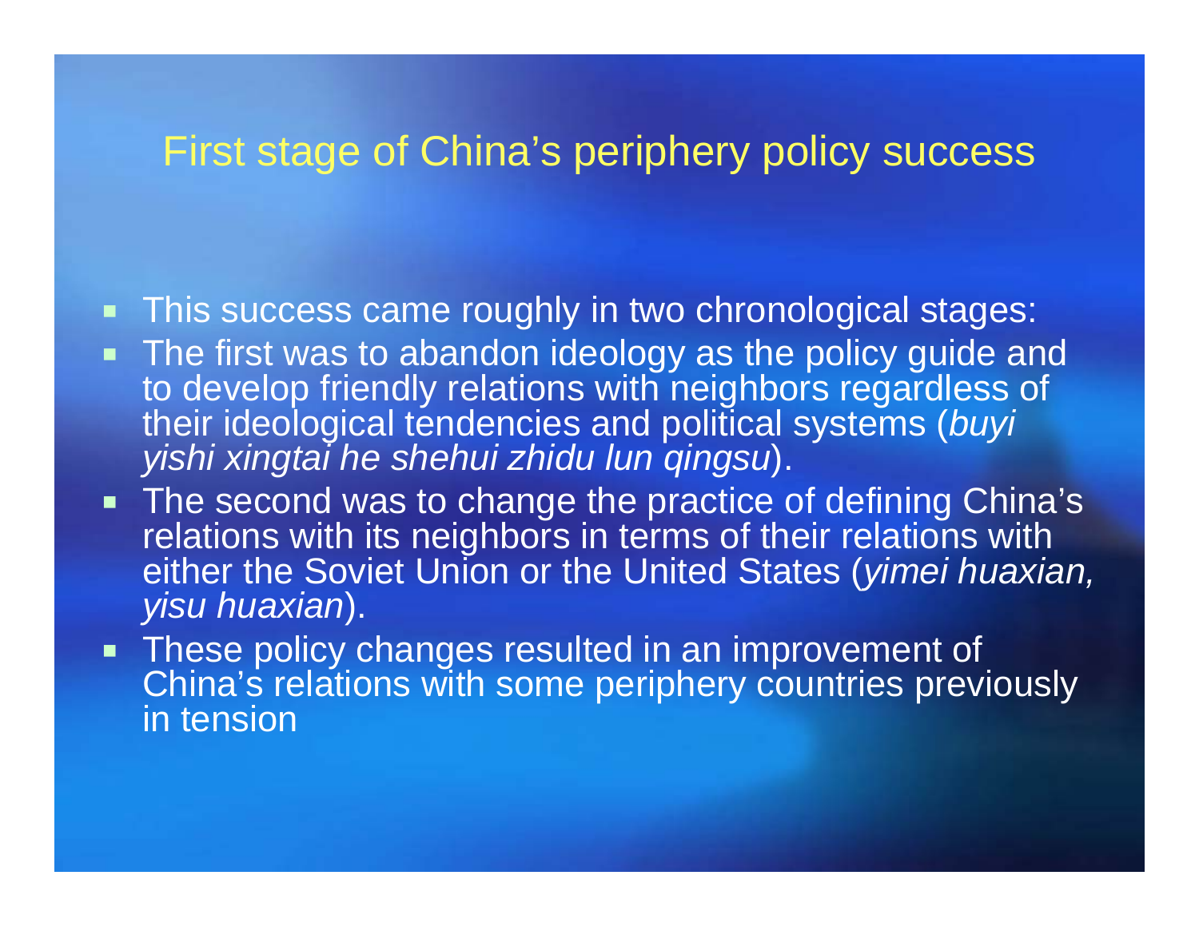# First stage of China's periphery policy success

- This success came roughly in two chronological stages:
- The first was to abandon ideology as the policy guide and to develop friendly relations with neighbors regardless of their ideological tendencies and political systems (*buyi yishi xingtai he shehui zhidu lun qingsu*).
- The second was to change the practice of defining China's relations with its neighbors in terms of their relations with either the Soviet Union or the United States (*yimei huaxian, yisu huaxian*).
- These policy changes resulted in an improvement of China's relations with some periphery countries previously in tension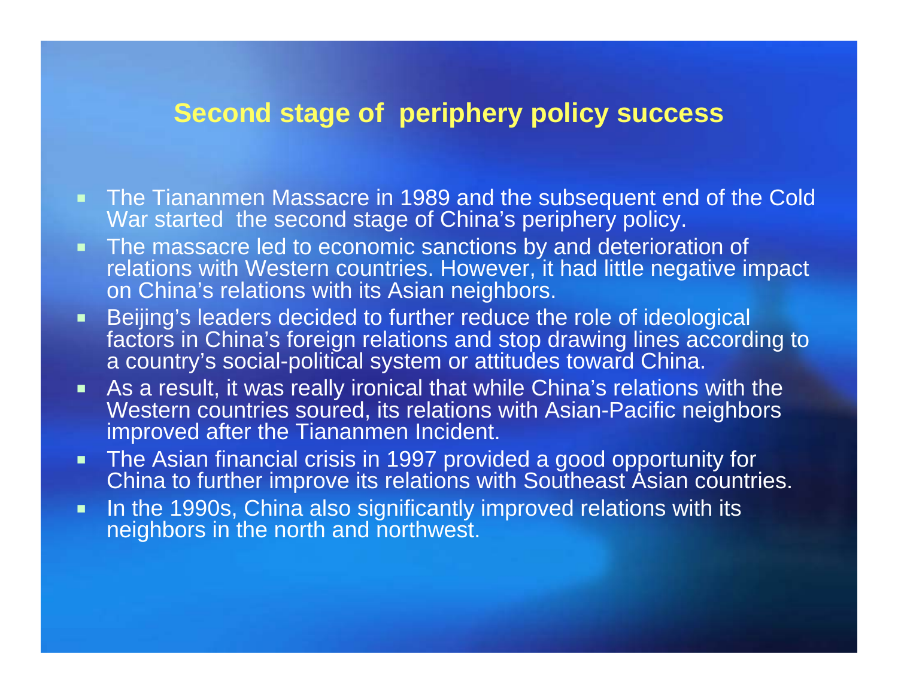## Second stage of periphery policy success

- The Tiananmen Massacre in 1989 and the subsequent end of the Cold War started the second stage of China's periphery policy.
- The massacre led to economic sanctions by and deterioration of relations with Western countries. However, it had little negative impact on China's relations with its Asian neighbors.
- Beijing's leaders decided to further reduce the role of ideological factors in China's foreign relations and stop drawing lines according to a country's social-political system or attitudes toward China.
- As a result, it was really ironical that while China's relations with the Western countries soured, its relations with Asian-Pacific neighbors improved after the Tiananmen Incident.
- The Asian financial crisis in 1997 provided a good opportunity for China to further improve its relations with Southeast Asian countries.
- In the 1990s, China also significantly improved relations with its neighbors in the north and northwest.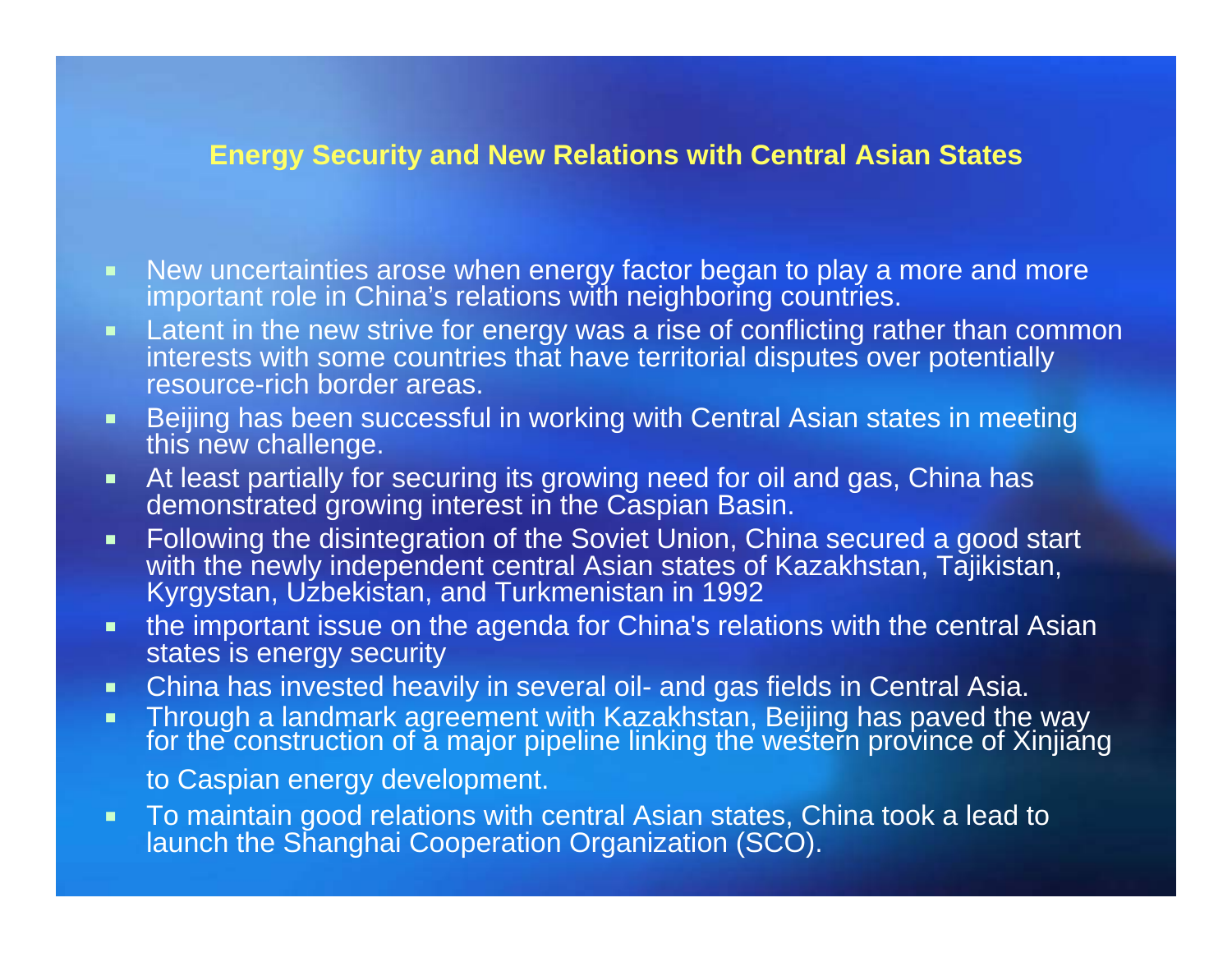## Energy Security and New Relations with Central Asian States

- New uncertainties arose when energy factor began to play a more and more important role in China's relations with neighboring countries.
- Latent in the new strive for energy was a rise of conflicting rather than common interests with some countries that have territorial disputes over potentially resource-rich border areas.
- Beijing has been successful in working with Central Asian states in meeting this new challenge.
- At least partially for securing its growing need for oil and gas, China has demonstrated growing interest in the Caspian Basin.
- Following the disintegration of the Soviet Union, China secured a good start with the newly independent central Asian states of Kazakhstan, Tajikistan, Kyrgystan, Uzbekistan, and Turkmenistan in 1992
- the important issue on the agenda for China's relations with the central Asian states is energy security
- China has invested heavily in several oil- and gas fields in Central Asia.
- Through a landmark agreement with Kazakhstan, Beijing has paved the way for the construction of a major pipeline linking the western province of Xinjiang to Caspian energy development.
- To maintain good relations with central Asian states, China took a lead to launch the Shanghai Cooperation Organization (SCO).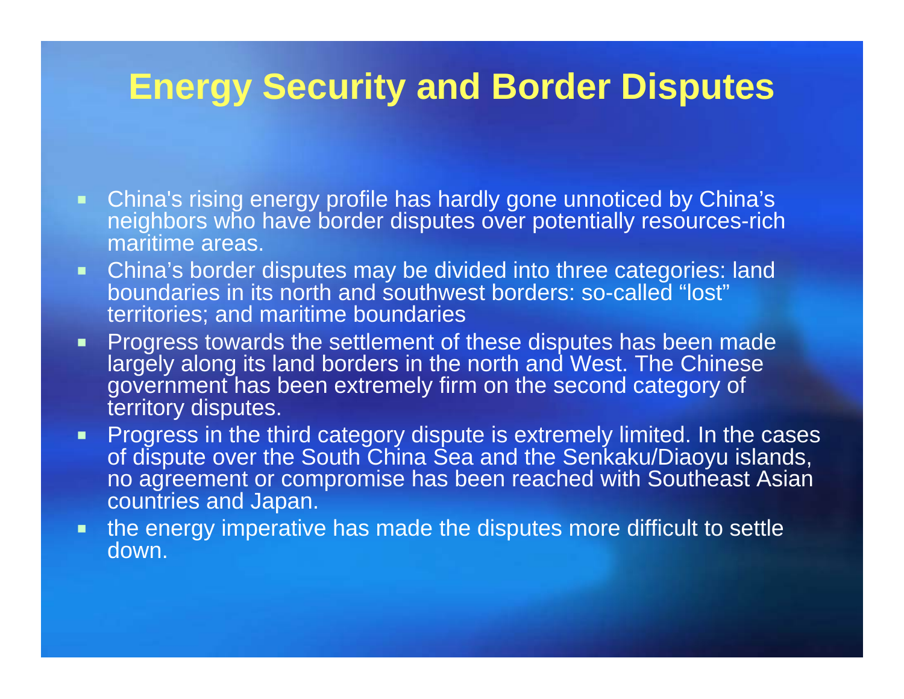# Energy Security and Border Disputes

- China's rising energy profile has hardly gone unnoticed by China's neighbors who have border disputes over potentially resources-rich maritime areas.
- China's border disputes may be divided into three categories: land boundaries in its north and southwest borders: so-called "lost" territories; and maritime boundaries
- Progress towards the settlement of these disputes has been made largely along its land borders in the north and West. The Chinese government has been extremely firm on the second category of territory disputes.
- Progress in the third category dispute is extremely limited. In the cases of dispute over the South China Sea and the Senkaku/Diaoyu islands, no agreement or compromise has been reached with Southeast Asian countries and Japan.
- the energy imperative has made the disputes more difficult to settle down.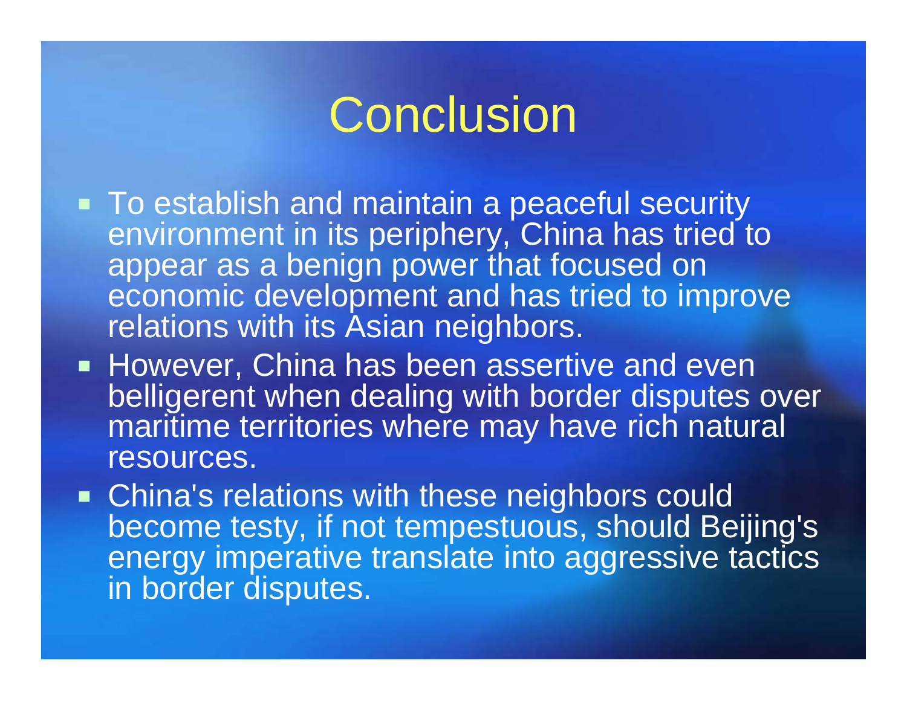# Conclusion

- To establish and maintain a peaceful security environment in its periphery, China has tried to appear as a benign power that focused on economic development and has tried to improve relations with its Asian neighbors.
- However, China has been assertive and even belligerent when dealing with border disputes over maritime territories where may have rich natural resources.
- China's relations with these neighbors could become testy, if not tempestuous, should Beijing's energy imperative translate into aggressive tactics in border disputes.